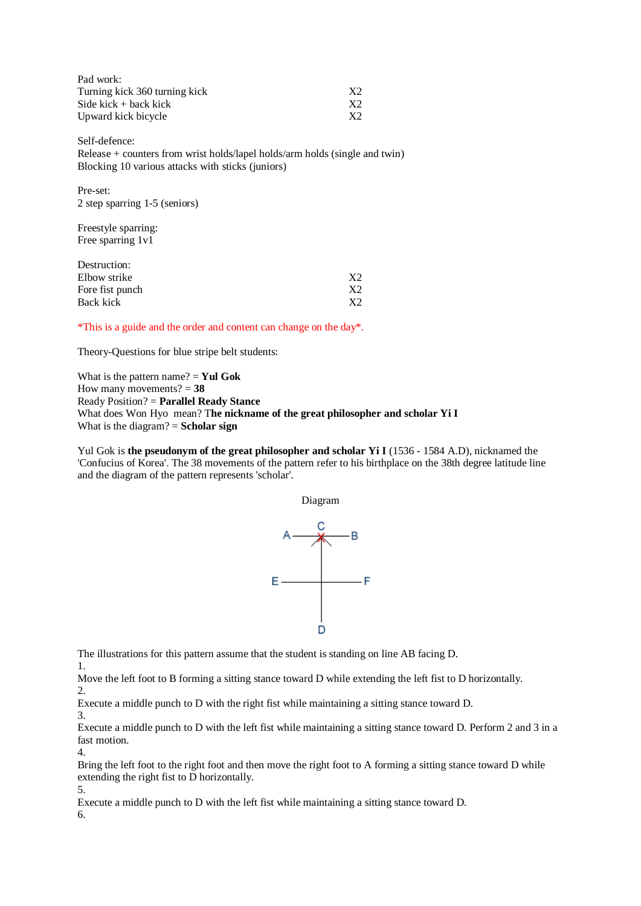Pad work:

| | |
|---|---|
| Turning kick 360 turning kick | X2 |
| Side kick + back kick | X2 |
| Upward kick bicycle | X2 |

Self-defence:
Release + counters from wrist holds/lapel holds/arm holds (single and twin)
Blocking 10 various attacks with sticks (juniors)

Pre-set:
2 step sparring 1-5 (seniors)

Freestyle sparring:
Free sparring 1v1

Destruction:

| | |
|---|---|
| Elbow strike | X2 |
| Fore fist punch | X2 |
| Back kick | X2 |

*This is a guide and the order and content can change on the day*.

Theory-Questions for blue stripe belt students:

What is the pattern name? = **Yul Gok**
How many movements? = **38**
Ready Position? = **Parallel Ready Stance**
What does Won Hyo mean? T**he nickname of the great philosopher and scholar Yi I**
What is the diagram? = **Scholar sign**

Yul Gok is **the pseudonym of the great philosopher and scholar Yi I** (1536 - 1584 A.D), nicknamed the 'Confucius of Korea'. The 38 movements of the pattern refer to his birthplace on the 38th degree latitude line and the diagram of the pattern represents 'scholar'.

Diagram

The illustrations for this pattern assume that the student is standing on line AB facing D.

1.
Move the left foot to B forming a sitting stance toward D while extending the left fist to D horizontally.

2.
Execute a middle punch to D with the right fist while maintaining a sitting stance toward D.

3.
Execute a middle punch to D with the left fist while maintaining a sitting stance toward D. Perform 2 and 3 in a fast motion.

4.
Bring the left foot to the right foot and then move the right foot to A forming a sitting stance toward D while extending the right fist to D horizontally.

5.
Execute a middle punch to D with the left fist while maintaining a sitting stance toward D.

6.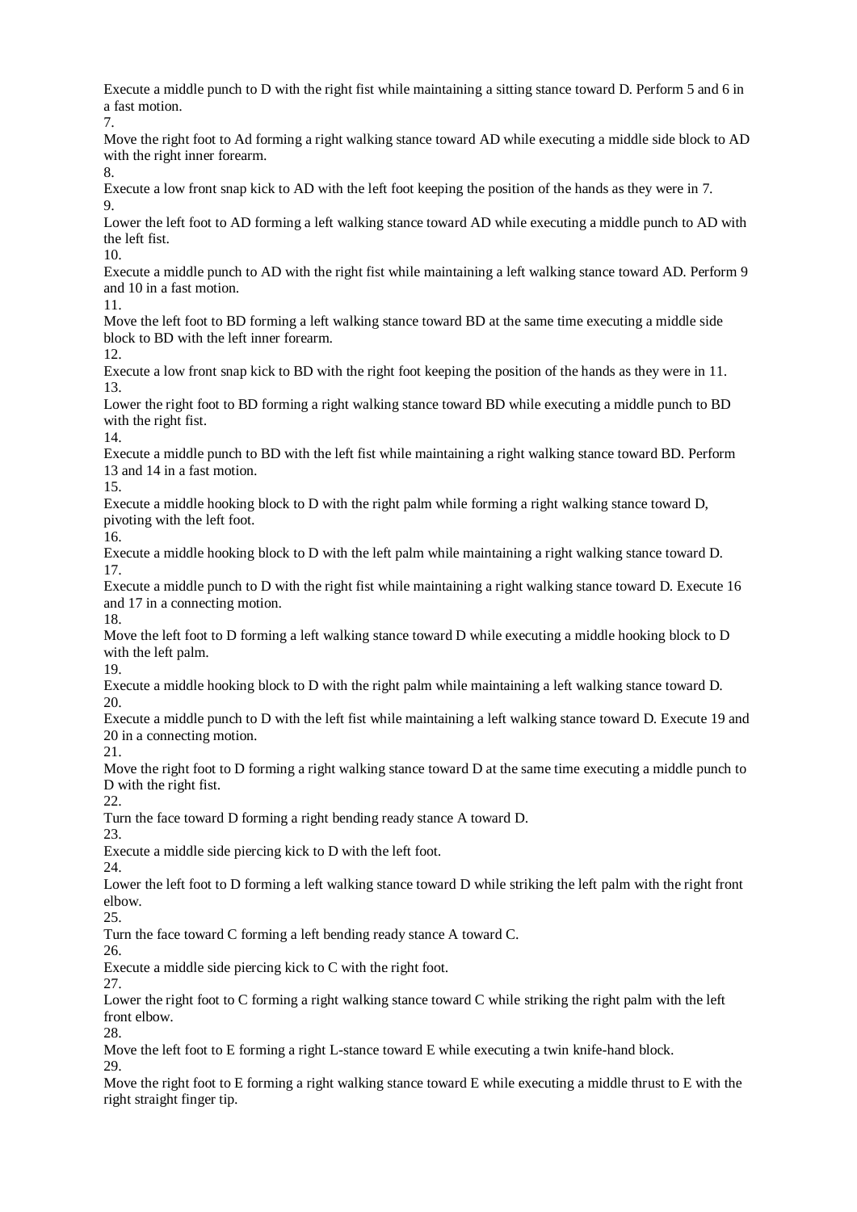Execute a middle punch to D with the right fist while maintaining a sitting stance toward D. Perform 5 and 6 in a fast motion.

7.

Move the right foot to Ad forming a right walking stance toward AD while executing a middle side block to AD with the right inner forearm.

8.

Execute a low front snap kick to AD with the left foot keeping the position of the hands as they were in 7.

9.

Lower the left foot to AD forming a left walking stance toward AD while executing a middle punch to AD with the left fist.

10.

Execute a middle punch to AD with the right fist while maintaining a left walking stance toward AD. Perform 9 and 10 in a fast motion.

11.

Move the left foot to BD forming a left walking stance toward BD at the same time executing a middle side block to BD with the left inner forearm.

12.

Execute a low front snap kick to BD with the right foot keeping the position of the hands as they were in 11.

13.

Lower the right foot to BD forming a right walking stance toward BD while executing a middle punch to BD with the right fist.

14.

Execute a middle punch to BD with the left fist while maintaining a right walking stance toward BD. Perform 13 and 14 in a fast motion.

15.

Execute a middle hooking block to D with the right palm while forming a right walking stance toward D, pivoting with the left foot.

16.

Execute a middle hooking block to D with the left palm while maintaining a right walking stance toward D.

17.

Execute a middle punch to D with the right fist while maintaining a right walking stance toward D. Execute 16 and 17 in a connecting motion.

18.

Move the left foot to D forming a left walking stance toward D while executing a middle hooking block to D with the left palm.

19.

Execute a middle hooking block to D with the right palm while maintaining a left walking stance toward D.

20.

Execute a middle punch to D with the left fist while maintaining a left walking stance toward D. Execute 19 and 20 in a connecting motion.

21.

Move the right foot to D forming a right walking stance toward D at the same time executing a middle punch to D with the right fist.

22.

Turn the face toward D forming a right bending ready stance A toward D.

23.

Execute a middle side piercing kick to D with the left foot.

24.

Lower the left foot to D forming a left walking stance toward D while striking the left palm with the right front elbow.

25.

Turn the face toward C forming a left bending ready stance A toward C.

26.

Execute a middle side piercing kick to C with the right foot.

27.

Lower the right foot to C forming a right walking stance toward C while striking the right palm with the left front elbow.

28.

Move the left foot to E forming a right L-stance toward E while executing a twin knife-hand block.

29.

Move the right foot to E forming a right walking stance toward E while executing a middle thrust to E with the right straight finger tip.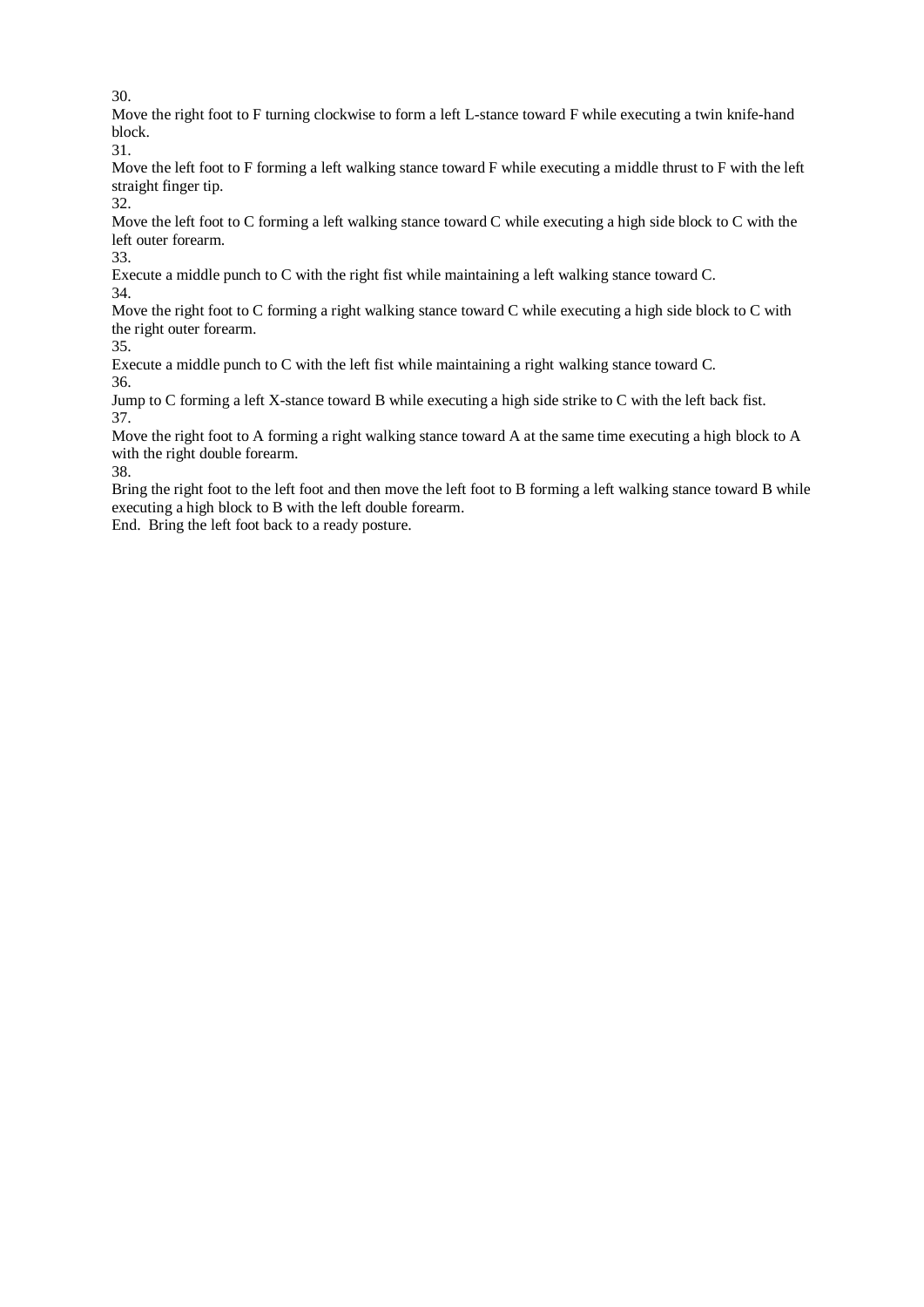30.

Move the right foot to F turning clockwise to form a left L-stance toward F while executing a twin knife-hand block.

31.

Move the left foot to F forming a left walking stance toward F while executing a middle thrust to F with the left straight finger tip.

32.

Move the left foot to C forming a left walking stance toward C while executing a high side block to C with the left outer forearm.

33.

Execute a middle punch to C with the right fist while maintaining a left walking stance toward C.

34.

Move the right foot to C forming a right walking stance toward C while executing a high side block to C with the right outer forearm.

35.

Execute a middle punch to C with the left fist while maintaining a right walking stance toward C.

36.

Jump to C forming a left X-stance toward B while executing a high side strike to C with the left back fist.

37.

Move the right foot to A forming a right walking stance toward A at the same time executing a high block to A with the right double forearm.

38.

Bring the right foot to the left foot and then move the left foot to B forming a left walking stance toward B while executing a high block to B with the left double forearm.

End. Bring the left foot back to a ready posture.